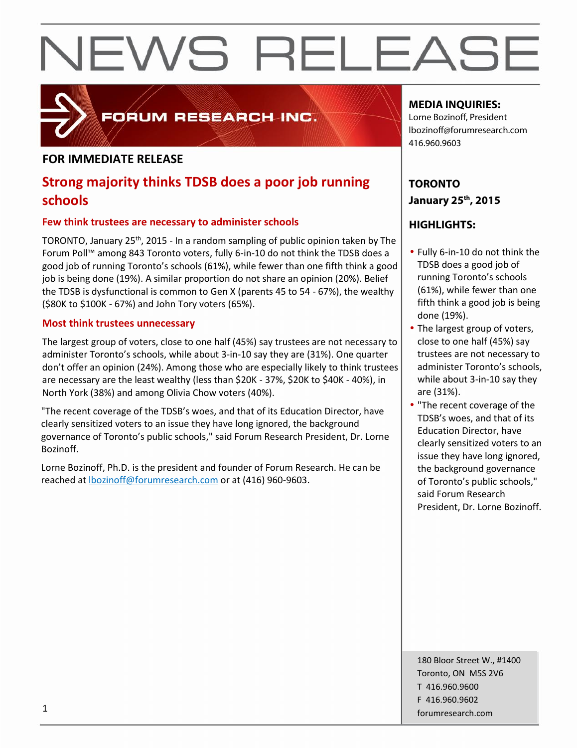# NEWS RELEASE

FORUM RESEARCH INC.

**FOR IMMEDIATE RELEASE**

## Strong majority thinks TDSB does a poor job running schools

### Few think trustees are necessary to administer schools

TORONTO, January 25th, 2015 - In a random sampling of public opinion taken by The Forum Poll™ among 843 Toronto voters, fully 6-in-10 do not think the TDSB does a good job of running Toronto's schools (61%), while fewer than one fifth think a good job is being done (19%). A similar proportion do not share an opinion (20%). Belief the TDSB is dysfunctional is common to Gen X (parents 45 to 54 - 67%), the wealthy ($80K to $100K - 67%) and John Tory voters (65%).

### Most think trustees unnecessary

The largest group of voters, close to one half (45%) say trustees are not necessary to administer Toronto's schools, while about 3-in-10 say they are (31%). One quarter don't offer an opinion (24%). Among those who are especially likely to think trustees are necessary are the least wealthy (less than $20K - 37%, $20K to $40K - 40%), in North York (38%) and among Olivia Chow voters (40%).

"The recent coverage of the TDSB's woes, and that of its Education Director, have clearly sensitized voters to an issue they have long ignored, the background governance of Toronto's public schools," said Forum Research President, Dr. Lorne Bozinoff.

Lorne Bozinoff, Ph.D. is the president and founder of Forum Research. He can be reached at lbozinoff@forumresearch.com or at (416) 960-9603.

**MEDIA INQUIRIES:**
Lorne Bozinoff, President
lbozinoff@forumresearch.com
416.960.9603

**TORONTO**
**January 25th, 2015**

**HIGHLIGHTS:**

- Fully 6-in-10 do not think the TDSB does a good job of running Toronto's schools (61%), while fewer than one fifth think a good job is being done (19%).
- The largest group of voters, close to one half (45%) say trustees are not necessary to administer Toronto's schools, while about 3-in-10 say they are (31%).
- "The recent coverage of the TDSB's woes, and that of its Education Director, have clearly sensitized voters to an issue they have long ignored, the background governance of Toronto's public schools," said Forum Research President, Dr. Lorne Bozinoff.

180 Bloor Street W., #1400
Toronto, ON M5S 2V6
T 416.960.9600
F 416.960.9602
forumresearch.com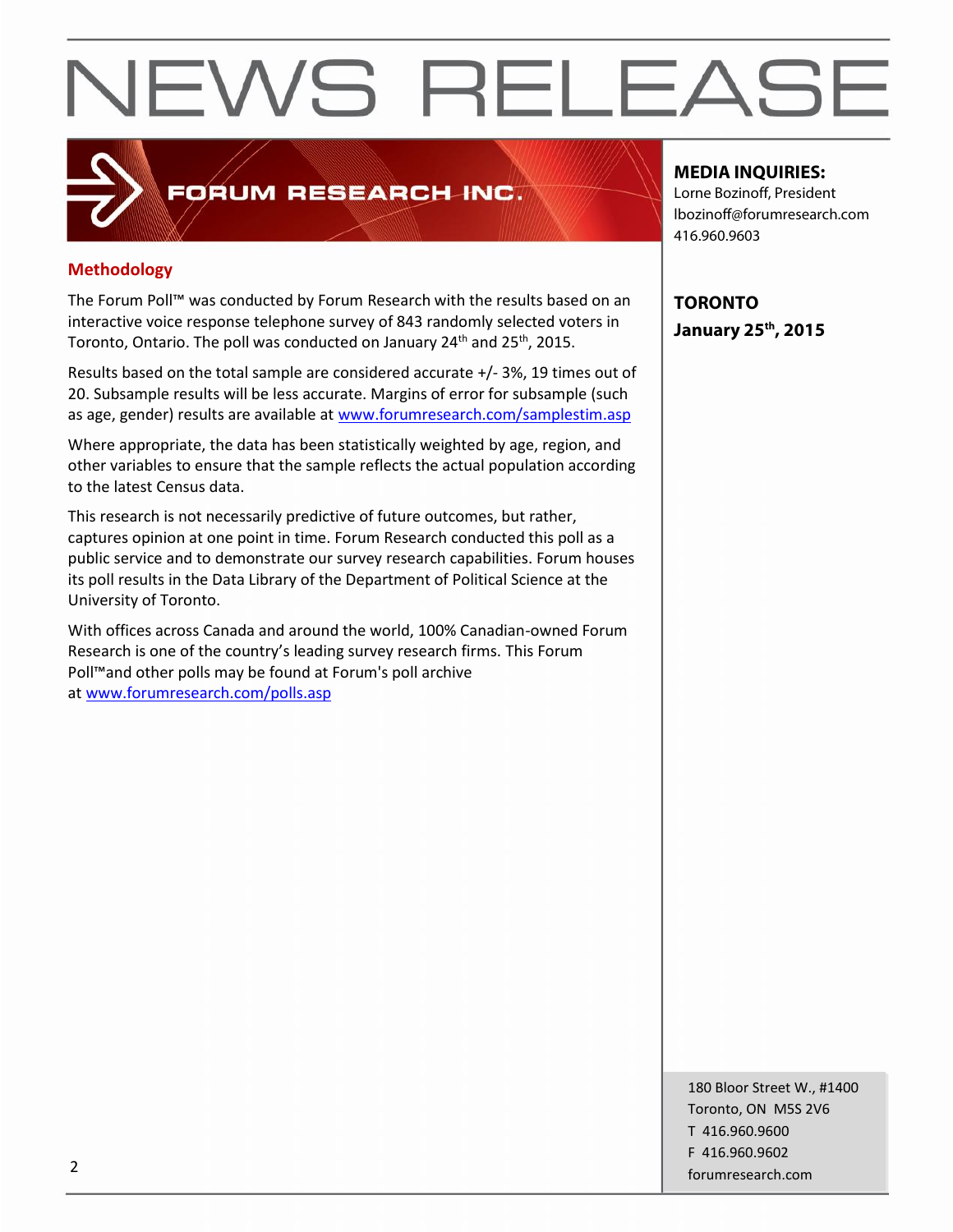# NEWS RELEASE

FORUM RESEARCH INC.

**MEDIA INQUIRIES:**
Lorne Bozinoff, President
lbozinoff@forumresearch.com
416.960.9603

**TORONTO**
**January 25th, 2015**

## Methodology

The Forum Poll™ was conducted by Forum Research with the results based on an interactive voice response telephone survey of 843 randomly selected voters in Toronto, Ontario. The poll was conducted on January 24th and 25th, 2015.

Results based on the total sample are considered accurate +/- 3%, 19 times out of 20. Subsample results will be less accurate. Margins of error for subsample (such as age, gender) results are available at www.forumresearch.com/samplestim.asp

Where appropriate, the data has been statistically weighted by age, region, and other variables to ensure that the sample reflects the actual population according to the latest Census data.

This research is not necessarily predictive of future outcomes, but rather, captures opinion at one point in time. Forum Research conducted this poll as a public service and to demonstrate our survey research capabilities. Forum houses its poll results in the Data Library of the Department of Political Science at the University of Toronto.

With offices across Canada and around the world, 100% Canadian-owned Forum Research is one of the country's leading survey research firms. This Forum Poll™and other polls may be found at Forum's poll archive at www.forumresearch.com/polls.asp

180 Bloor Street W., #1400
Toronto, ON M5S 2V6
T 416.960.9600
F 416.960.9602
forumresearch.com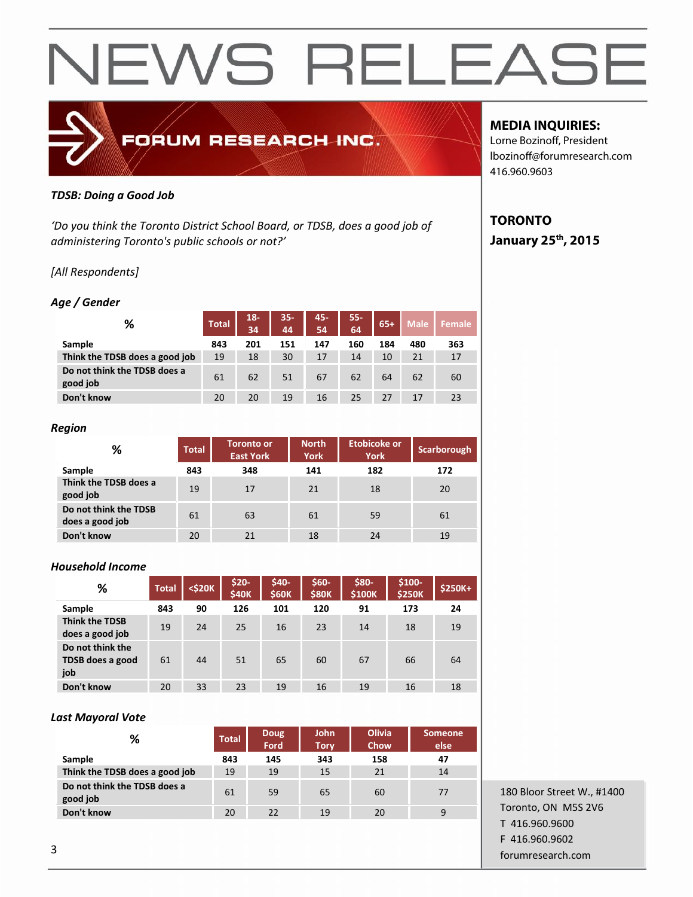# NEWS RELEASE

FORUM RESEARCH INC.

**MEDIA INQUIRIES:**
Lorne Bozinoff, President
lbozinoff@forumresearch.com
416.960.9603

**TORONTO**
**January 25th, 2015**

***TDSB: Doing a Good Job***

*'Do you think the Toronto District School Board, or TDSB, does a good job of administering Toronto's public schools or not?'*

*[All Respondents]*

***Age / Gender***

| % | Total | 18-34 | 35-44 | 45-54 | 55-64 | 65+ | Male | Female |
|---|---|---|---|---|---|---|---|---|
| **Sample** | **843** | **201** | **151** | **147** | **160** | **184** | **480** | **363** |
| **Think the TDSB does a good job** | 19 | 18 | 30 | 17 | 14 | 10 | 21 | 17 |
| **Do not think the TDSB does a good job** | 61 | 62 | 51 | 67 | 62 | 64 | 62 | 60 |
| **Don't know** | 20 | 20 | 19 | 16 | 25 | 27 | 17 | 23 |

***Region***

| % | Total | Toronto or East York | North York | Etobicoke or York | Scarborough |
|---|---|---|---|---|---|
| **Sample** | **843** | **348** | **141** | **182** | **172** |
| **Think the TDSB does a good job** | 19 | 17 | 21 | 18 | 20 |
| **Do not think the TDSB does a good job** | 61 | 63 | 61 | 59 | 61 |
| **Don't know** | 20 | 21 | 18 | 24 | 19 |

***Household Income***

| % | Total | <$20K | $20-$40K | $40-$60K | $60-$80K | $80-$100K | $100-$250K | $250K+ |
|---|---|---|---|---|---|---|---|---|
| **Sample** | **843** | **90** | **126** | **101** | **120** | **91** | **173** | **24** |
| **Think the TDSB does a good job** | 19 | 24 | 25 | 16 | 23 | 14 | 18 | 19 |
| **Do not think the TDSB does a good job** | 61 | 44 | 51 | 65 | 60 | 67 | 66 | 64 |
| **Don't know** | 20 | 33 | 23 | 19 | 16 | 19 | 16 | 18 |

***Last Mayoral Vote***

| % | Total | Doug Ford | John Tory | Olivia Chow | Someone else |
|---|---|---|---|---|---|
| **Sample** | **843** | **145** | **343** | **158** | **47** |
| **Think the TDSB does a good job** | 19 | 19 | 15 | 21 | 14 |
| **Do not think the TDSB does a good job** | 61 | 59 | 65 | 60 | 77 |
| **Don't know** | 20 | 22 | 19 | 20 | 9 |

180 Bloor Street W., #1400
Toronto, ON M5S 2V6
T 416.960.9600
F 416.960.9602
forumresearch.com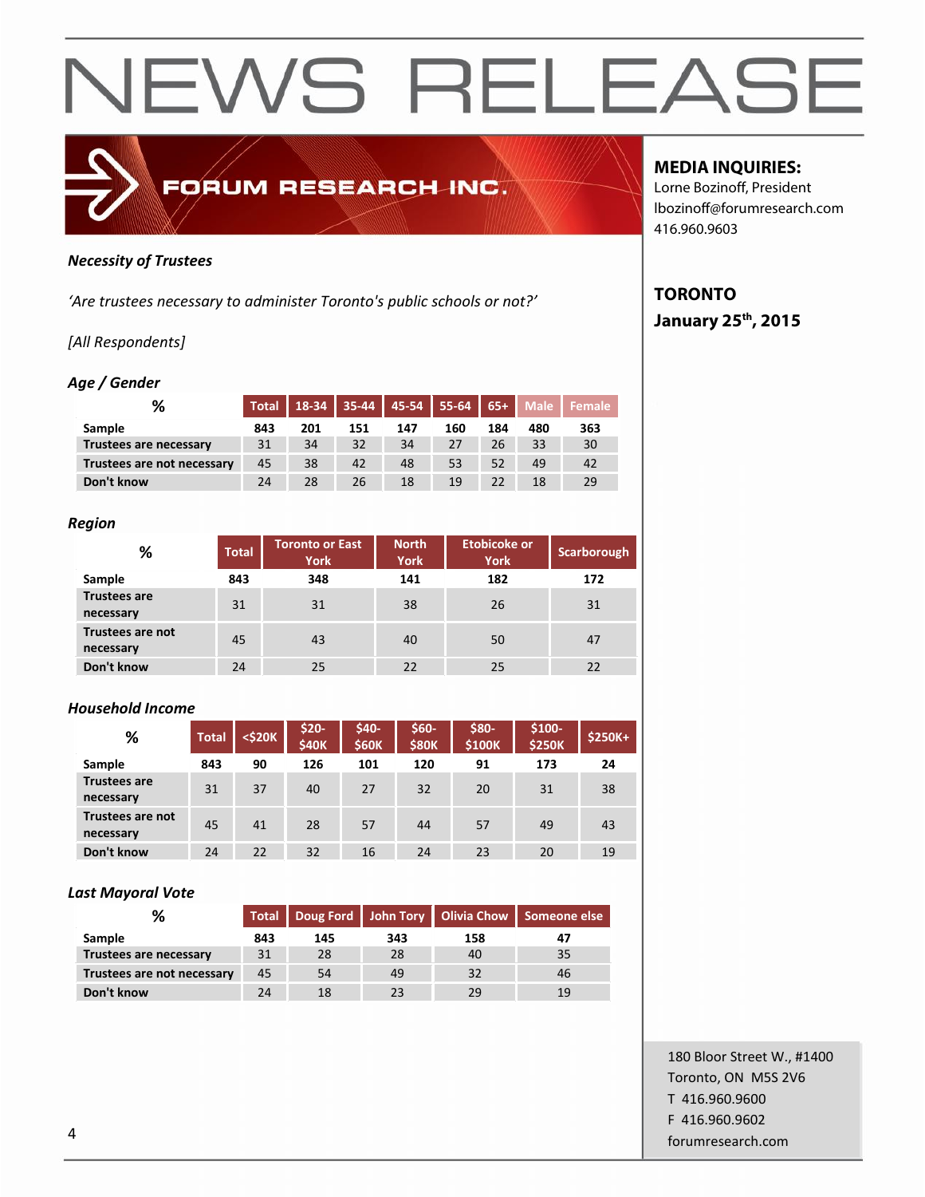# NEWS RELEASE

FORUM RESEARCH INC.

**MEDIA INQUIRIES:**
Lorne Bozinoff, President
lbozinoff@forumresearch.com
416.960.9603

**TORONTO**
**January 25th, 2015**

***Necessity of Trustees***

*'Are trustees necessary to administer Toronto's public schools or not?'*

*[All Respondents]*

***Age / Gender***

| % | Total | 18-34 | 35-44 | 45-54 | 55-64 | 65+ | Male | Female |
|---|---|---|---|---|---|---|---|---|
| **Sample** | **843** | **201** | **151** | **147** | **160** | **184** | **480** | **363** |
| **Trustees are necessary** | 31 | 34 | 32 | 34 | 27 | 26 | 33 | 30 |
| **Trustees are not necessary** | 45 | 38 | 42 | 48 | 53 | 52 | 49 | 42 |
| **Don't know** | 24 | 28 | 26 | 18 | 19 | 22 | 18 | 29 |

***Region***

| % | Total | Toronto or East York | North York | Etobicoke or York | Scarborough |
|---|---|---|---|---|---|
| **Sample** | **843** | **348** | **141** | **182** | **172** |
| **Trustees are necessary** | 31 | 31 | 38 | 26 | 31 |
| **Trustees are not necessary** | 45 | 43 | 40 | 50 | 47 |
| **Don't know** | 24 | 25 | 22 | 25 | 22 |

***Household Income***

| % | Total | <$20K | $20-$40K | $40-$60K | $60-$80K | $80-$100K | $100-$250K | $250K+ |
|---|---|---|---|---|---|---|---|---|
| **Sample** | **843** | **90** | **126** | **101** | **120** | **91** | **173** | **24** |
| **Trustees are necessary** | 31 | 37 | 40 | 27 | 32 | 20 | 31 | 38 |
| **Trustees are not necessary** | 45 | 41 | 28 | 57 | 44 | 57 | 49 | 43 |
| **Don't know** | 24 | 22 | 32 | 16 | 24 | 23 | 20 | 19 |

***Last Mayoral Vote***

| % | Total | Doug Ford | John Tory | Olivia Chow | Someone else |
|---|---|---|---|---|---|
| **Sample** | **843** | **145** | **343** | **158** | **47** |
| **Trustees are necessary** | 31 | 28 | 28 | 40 | 35 |
| **Trustees are not necessary** | 45 | 54 | 49 | 32 | 46 |
| **Don't know** | 24 | 18 | 23 | 29 | 19 |

180 Bloor Street W., #1400
Toronto, ON M5S 2V6
T 416.960.9600
F 416.960.9602
forumresearch.com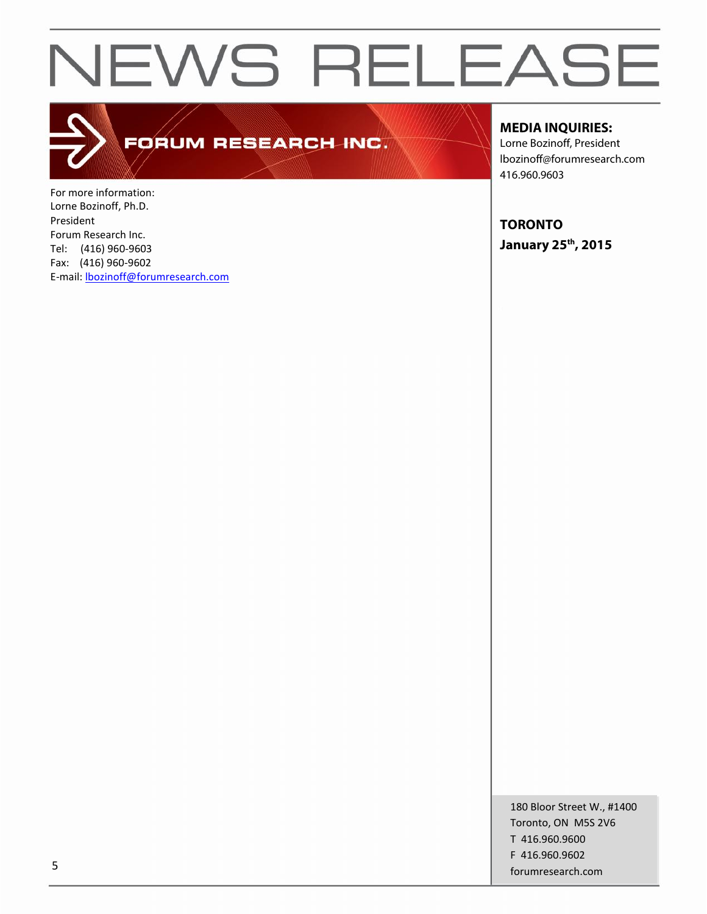# NEWS RELEASE

FORUM RESEARCH INC.

For more information:
Lorne Bozinoff, Ph.D.
President
Forum Research Inc.
Tel: (416) 960-9603
Fax: (416) 960-9602
E-mail: lbozinoff@forumresearch.com

**MEDIA INQUIRIES:**
Lorne Bozinoff, President
lbozinoff@forumresearch.com
416.960.9603

**TORONTO**
**January 25th, 2015**

180 Bloor Street W., #1400
Toronto, ON M5S 2V6
T 416.960.9600
F 416.960.9602
forumresearch.com